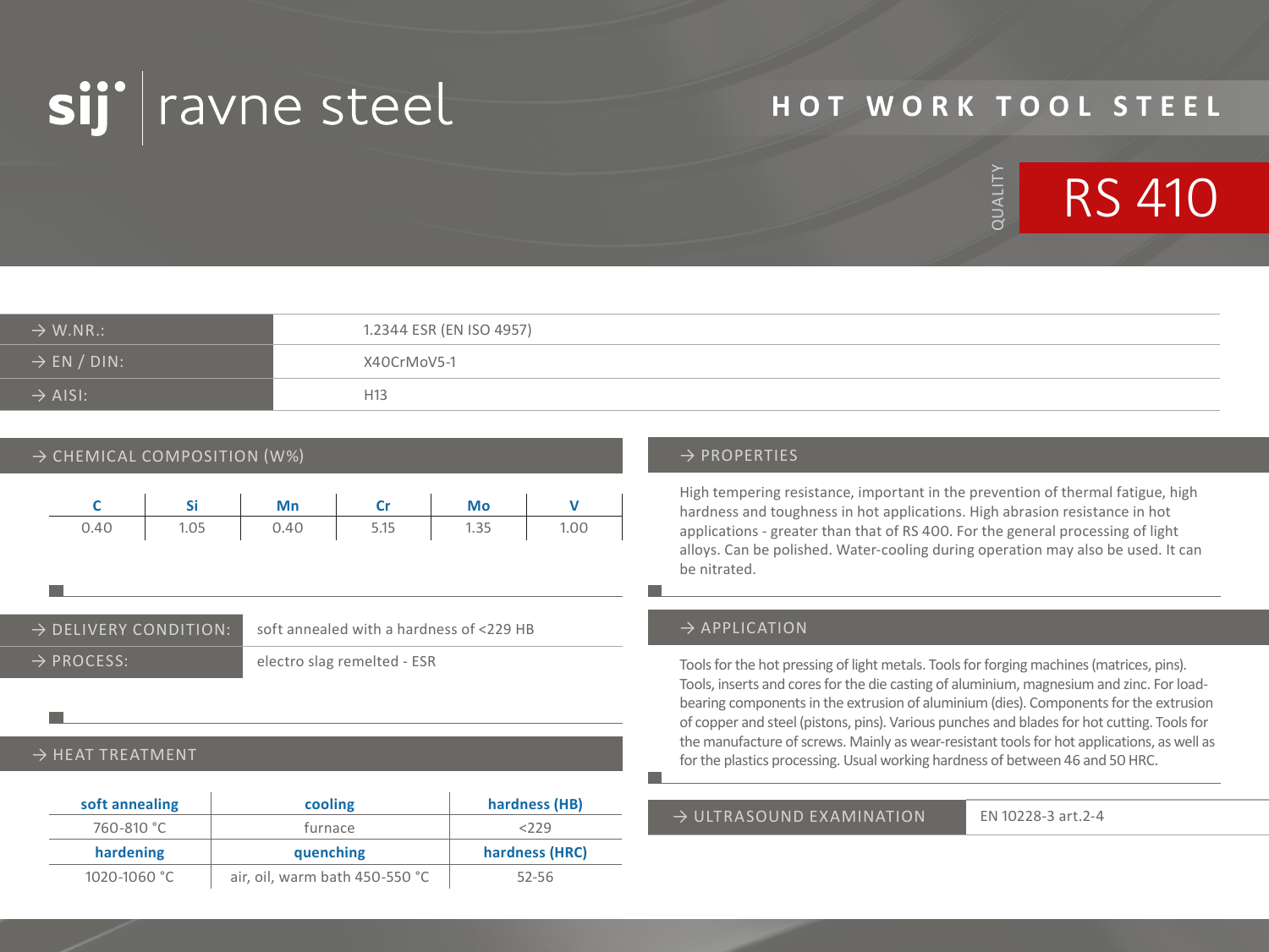sij ravne steel

# HOT WORK TOOL STEEL

QUALITY **RS 410**

| → W.NR.: | 1.2344 ESR (EN ISO 4957) |
|---|---|
| → EN / DIN: | X40CrMoV5-1 |
| → AISI: | H13 |

## → CHEMICAL COMPOSITION (W%)

| C | Si | Mn | Cr | Mo | V |
|---|---|---|---|---|---|
| 0.40 | 1.05 | 0.40 | 5.15 | 1.35 | 1.00 |

| → DELIVERY CONDITION: | soft annealed with a hardness of <229 HB |
|---|---|
| → PROCESS: | electro slag remelted - ESR |

## → HEAT TREATMENT

| soft annealing | cooling | hardness (HB) |
|---|---|---|
| 760-810 °C | furnace | <229 |
| **hardening** | **quenching** | **hardness (HRC)** |
| 1020-1060 °C | air, oil, warm bath 450-550 °C | 52-56 |

## → PROPERTIES

High tempering resistance, important in the prevention of thermal fatigue, high hardness and toughness in hot applications. High abrasion resistance in hot applications - greater than that of RS 400. For the general processing of light alloys. Can be polished. Water-cooling during operation may also be used. It can be nitrated.

## → APPLICATION

Tools for the hot pressing of light metals. Tools for forging machines (matrices, pins). Tools, inserts and cores for the die casting of aluminium, magnesium and zinc. For load-bearing components in the extrusion of aluminium (dies). Components for the extrusion of copper and steel (pistons, pins). Various punches and blades for hot cutting. Tools for the manufacture of screws. Mainly as wear-resistant tools for hot applications, as well as for the plastics processing. Usual working hardness of between 46 and 50 HRC.

| → ULTRASOUND EXAMINATION | EN 10228-3 art.2-4 |
|---|---|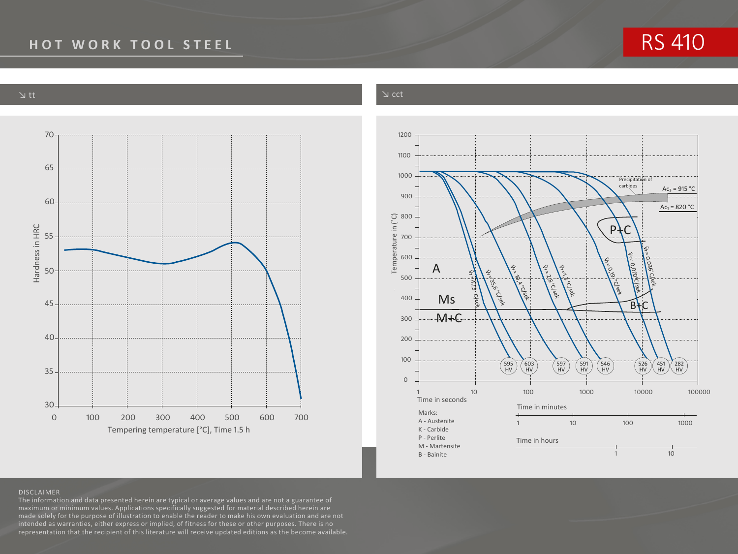# HOT WORK TOOL STEEL

## RS 410

### ↘ tt

Hardness in HRC

70
65
60
55
50
45
40
35
30

0 100 200 300 400 500 600 700

Tempering temperature [°C], Time 1.5 h

### ↘ cct

Temperature in (°C)

1200
1100
1000
900
800
700
600
500
400
300
200
100
0

Precipitation of carbides

$Ac_3$ = 915 °C

$Ac_1$ = 820 °C

P+C

A

Ms

M+C

B+C

$V_t$=47,3 °C/sek

$V_t$=35,6 °C/sek

$V_t$= 10,4 °C/sek

$V_t$= 2,8 °C/sek

$V_t$=1,3 °C/sek

$V_t$= 0,19 °C/sek

$V_t$= 0,070 °C/sek

$V_t$= 0,036 °C/sek

595 HV
603 HV
597 HV
591 HV
546 HV
526 HV
451 HV
282 HV

1 10 100 1000 10000 100000

Time in seconds

Time in minutes

1 10 100 1000

Time in hours

1 10

Marks:

- A - Austenite
- K - Carbide
- P - Perlite
- M - Martensite
- B - Bainite

DISCLAIMER

The information and data presented herein are typical or average values and are not a guarantee of maximum or minimum values. Applications specifically suggested for material described herein are made solely for the purpose of illustration to enable the reader to make his own evaluation and are not intended as warranties, either express or implied, of fitness for these or other purposes. There is no representation that the recipient of this literature will receive updated editions as the become available.